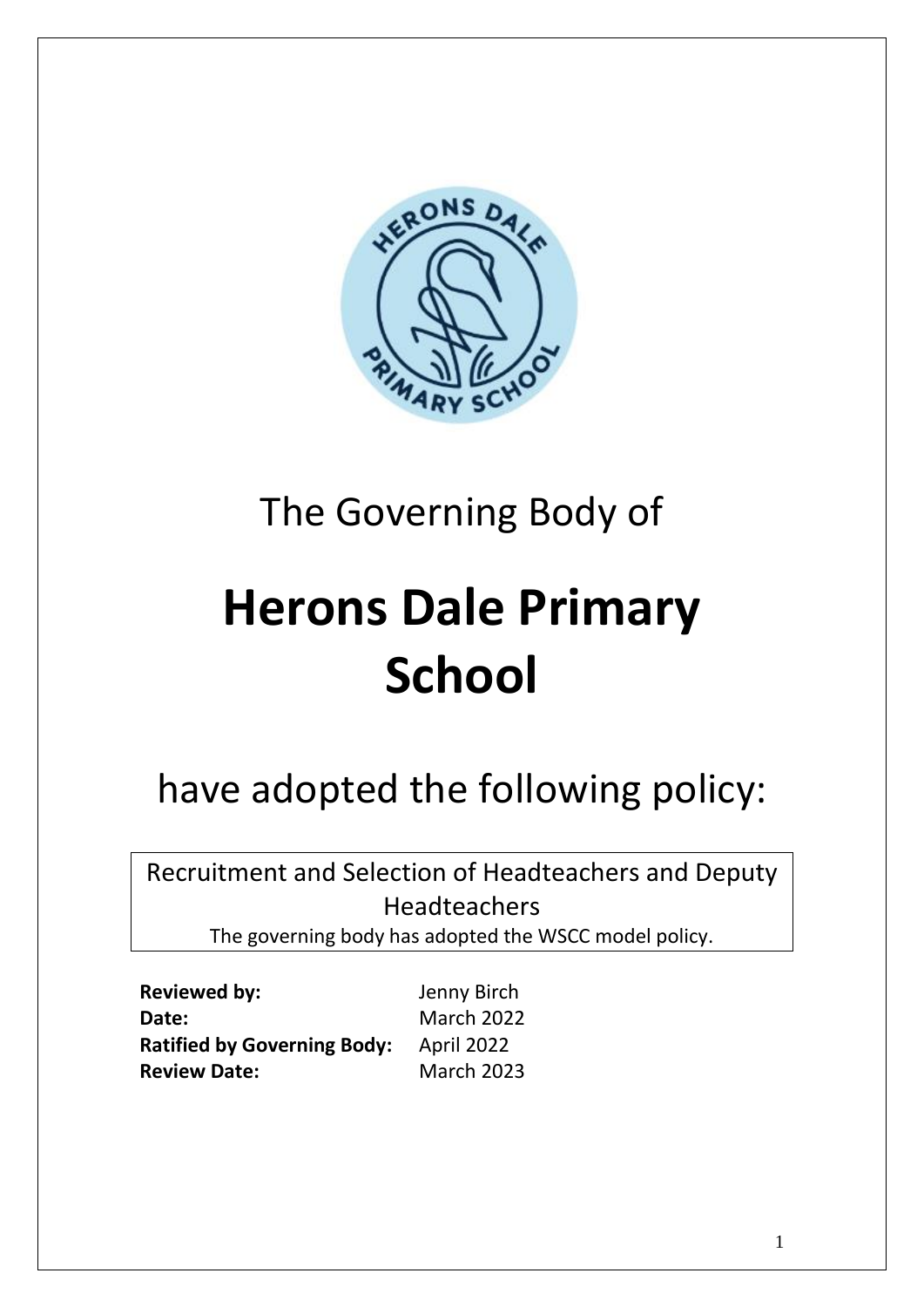The Governing Body of

# Herons Dale Primary School

have adopted the following policy:

Recruitment and Selection of Headteachers and Deputy Headteachers
The governing body has adopted the WSCC model policy.

**Reviewed by:** Jenny Birch
**Date:** March 2022
**Ratified by Governing Body:** April 2022
**Review Date:** March 2023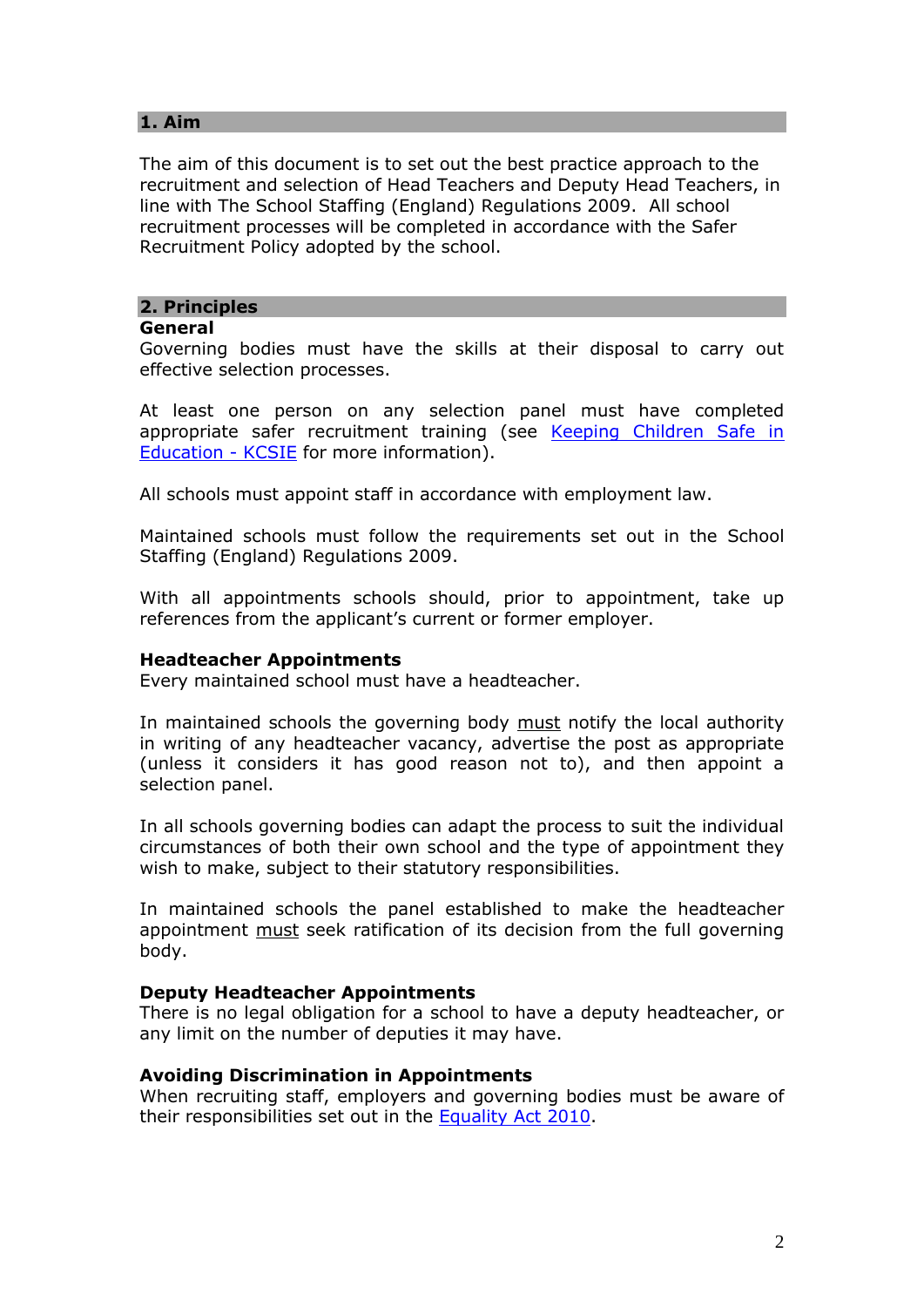## 1. Aim

The aim of this document is to set out the best practice approach to the recruitment and selection of Head Teachers and Deputy Head Teachers, in line with The School Staffing (England) Regulations 2009. All school recruitment processes will be completed in accordance with the Safer Recruitment Policy adopted by the school.

## 2. Principles

### General

Governing bodies must have the skills at their disposal to carry out effective selection processes.

At least one person on any selection panel must have completed appropriate safer recruitment training (see Keeping Children Safe in Education - KCSIE for more information).

All schools must appoint staff in accordance with employment law.

Maintained schools must follow the requirements set out in the School Staffing (England) Regulations 2009.

With all appointments schools should, prior to appointment, take up references from the applicant's current or former employer.

### Headteacher Appointments

Every maintained school must have a headteacher.

In maintained schools the governing body <u>must</u> notify the local authority in writing of any headteacher vacancy, advertise the post as appropriate (unless it considers it has good reason not to), and then appoint a selection panel.

In all schools governing bodies can adapt the process to suit the individual circumstances of both their own school and the type of appointment they wish to make, subject to their statutory responsibilities.

In maintained schools the panel established to make the headteacher appointment <u>must</u> seek ratification of its decision from the full governing body.

### Deputy Headteacher Appointments

There is no legal obligation for a school to have a deputy headteacher, or any limit on the number of deputies it may have.

### Avoiding Discrimination in Appointments

When recruiting staff, employers and governing bodies must be aware of their responsibilities set out in the Equality Act 2010.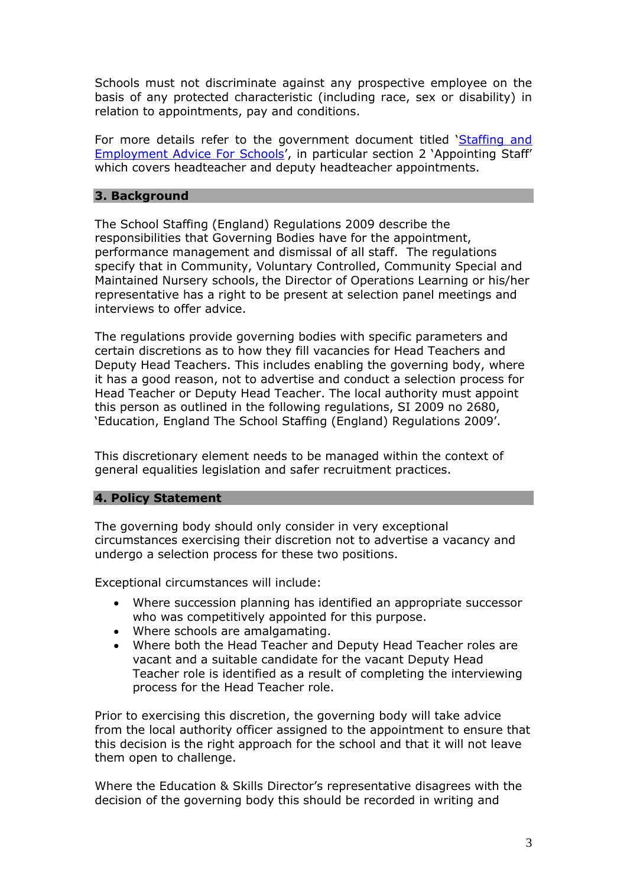Schools must not discriminate against any prospective employee on the basis of any protected characteristic (including race, sex or disability) in relation to appointments, pay and conditions.

For more details refer to the government document titled '[Staffing and Employment Advice For Schools]', in particular section 2 'Appointing Staff' which covers headteacher and deputy headteacher appointments.

## 3. Background

The School Staffing (England) Regulations 2009 describe the responsibilities that Governing Bodies have for the appointment, performance management and dismissal of all staff. The regulations specify that in Community, Voluntary Controlled, Community Special and Maintained Nursery schools, the Director of Operations Learning or his/her representative has a right to be present at selection panel meetings and interviews to offer advice.

The regulations provide governing bodies with specific parameters and certain discretions as to how they fill vacancies for Head Teachers and Deputy Head Teachers. This includes enabling the governing body, where it has a good reason, not to advertise and conduct a selection process for Head Teacher or Deputy Head Teacher. The local authority must appoint this person as outlined in the following regulations, SI 2009 no 2680, 'Education, England The School Staffing (England) Regulations 2009'.

This discretionary element needs to be managed within the context of general equalities legislation and safer recruitment practices.

## 4. Policy Statement

The governing body should only consider in very exceptional circumstances exercising their discretion not to advertise a vacancy and undergo a selection process for these two positions.

Exceptional circumstances will include:

- Where succession planning has identified an appropriate successor who was competitively appointed for this purpose.
- Where schools are amalgamating.
- Where both the Head Teacher and Deputy Head Teacher roles are vacant and a suitable candidate for the vacant Deputy Head Teacher role is identified as a result of completing the interviewing process for the Head Teacher role.

Prior to exercising this discretion, the governing body will take advice from the local authority officer assigned to the appointment to ensure that this decision is the right approach for the school and that it will not leave them open to challenge.

Where the Education & Skills Director's representative disagrees with the decision of the governing body this should be recorded in writing and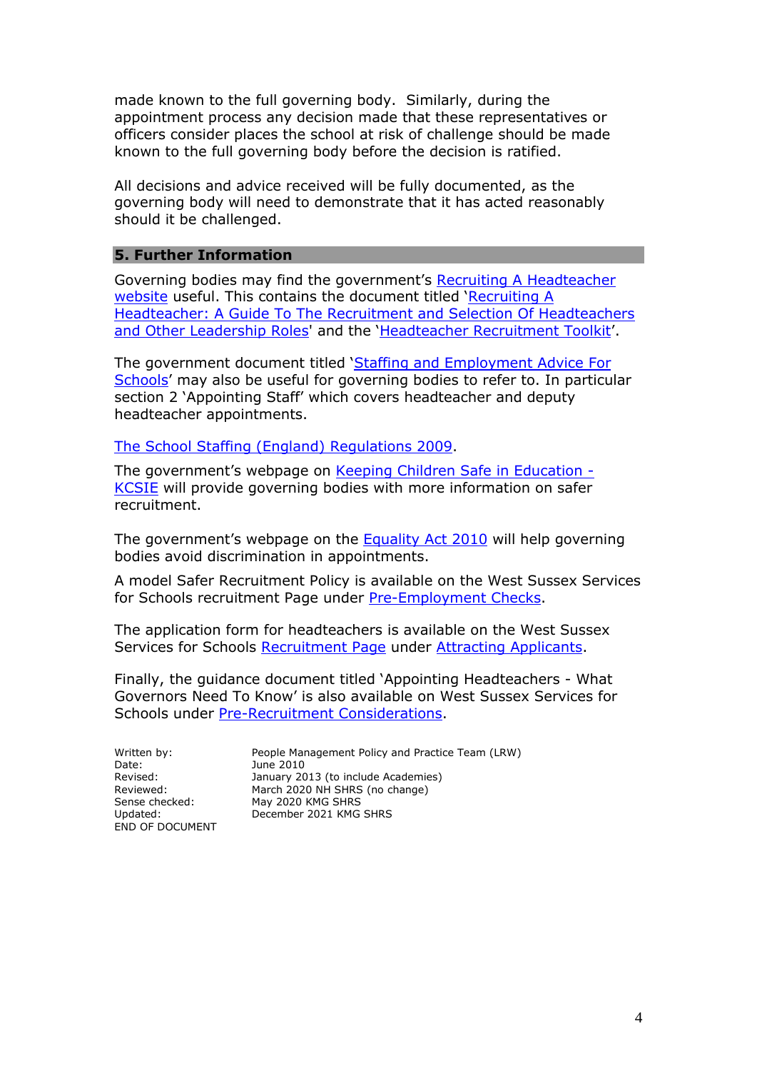made known to the full governing body. Similarly, during the appointment process any decision made that these representatives or officers consider places the school at risk of challenge should be made known to the full governing body before the decision is ratified.

All decisions and advice received will be fully documented, as the governing body will need to demonstrate that it has acted reasonably should it be challenged.

## 5. Further Information

Governing bodies may find the government's Recruiting A Headteacher website useful. This contains the document titled 'Recruiting A Headteacher: A Guide To The Recruitment and Selection Of Headteachers and Other Leadership Roles' and the 'Headteacher Recruitment Toolkit'.

The government document titled 'Staffing and Employment Advice For Schools' may also be useful for governing bodies to refer to. In particular section 2 'Appointing Staff' which covers headteacher and deputy headteacher appointments.

The School Staffing (England) Regulations 2009.

The government's webpage on Keeping Children Safe in Education - KCSIE will provide governing bodies with more information on safer recruitment.

The government's webpage on the Equality Act 2010 will help governing bodies avoid discrimination in appointments.

A model Safer Recruitment Policy is available on the West Sussex Services for Schools recruitment Page under Pre-Employment Checks.

The application form for headteachers is available on the West Sussex Services for Schools Recruitment Page under Attracting Applicants.

Finally, the guidance document titled 'Appointing Headteachers - What Governors Need To Know' is also available on West Sussex Services for Schools under Pre-Recruitment Considerations.

| | |
|---|---|
| Written by: | People Management Policy and Practice Team (LRW) |
| Date: | June 2010 |
| Revised: | January 2013 (to include Academies) |
| Reviewed: | March 2020 NH SHRS (no change) |
| Sense checked: | May 2020 KMG SHRS |
| Updated: | December 2021 KMG SHRS |

END OF DOCUMENT